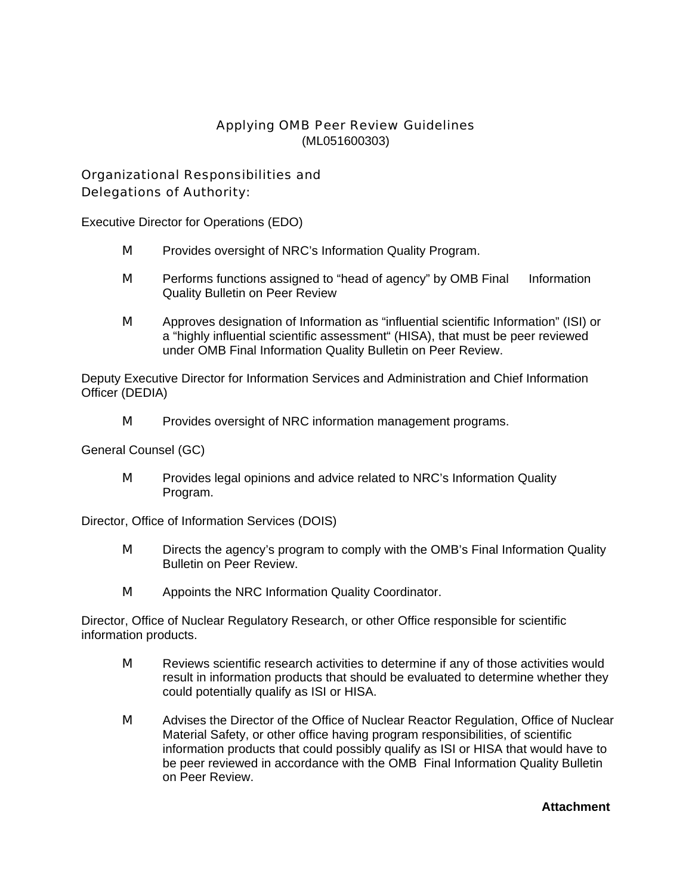# Applying OMB Peer Review Guidelines

(ML051600303)

## Organizational Responsibilities and Delegations of Authority:

Executive Director for Operations (EDO)

- Provides oversight of NRC's Information Quality Program.
- Performs functions assigned to "head of agency" by OMB Final Information Quality Bulletin on Peer Review
- Approves designation of Information as "influential scientific Information" (ISI) or a "highly influential scientific assessment" (HISA), that must be peer reviewed under OMB Final Information Quality Bulletin on Peer Review.

Deputy Executive Director for Information Services and Administration and Chief Information Officer (DEDIA)

- Provides oversight of NRC information management programs.

General Counsel (GC)

- Provides legal opinions and advice related to NRC's Information Quality Program.

Director, Office of Information Services (DOIS)

- Directs the agency's program to comply with the OMB's Final Information Quality Bulletin on Peer Review.
- Appoints the NRC Information Quality Coordinator.

Director, Office of Nuclear Regulatory Research, or other Office responsible for scientific information products.

- Reviews scientific research activities to determine if any of those activities would result in information products that should be evaluated to determine whether they could potentially qualify as ISI or HISA.
- Advises the Director of the Office of Nuclear Reactor Regulation, Office of Nuclear Material Safety, or other office having program responsibilities, of scientific information products that could possibly qualify as ISI or HISA that would have to be peer reviewed in accordance with the OMB Final Information Quality Bulletin on Peer Review.

**Attachment**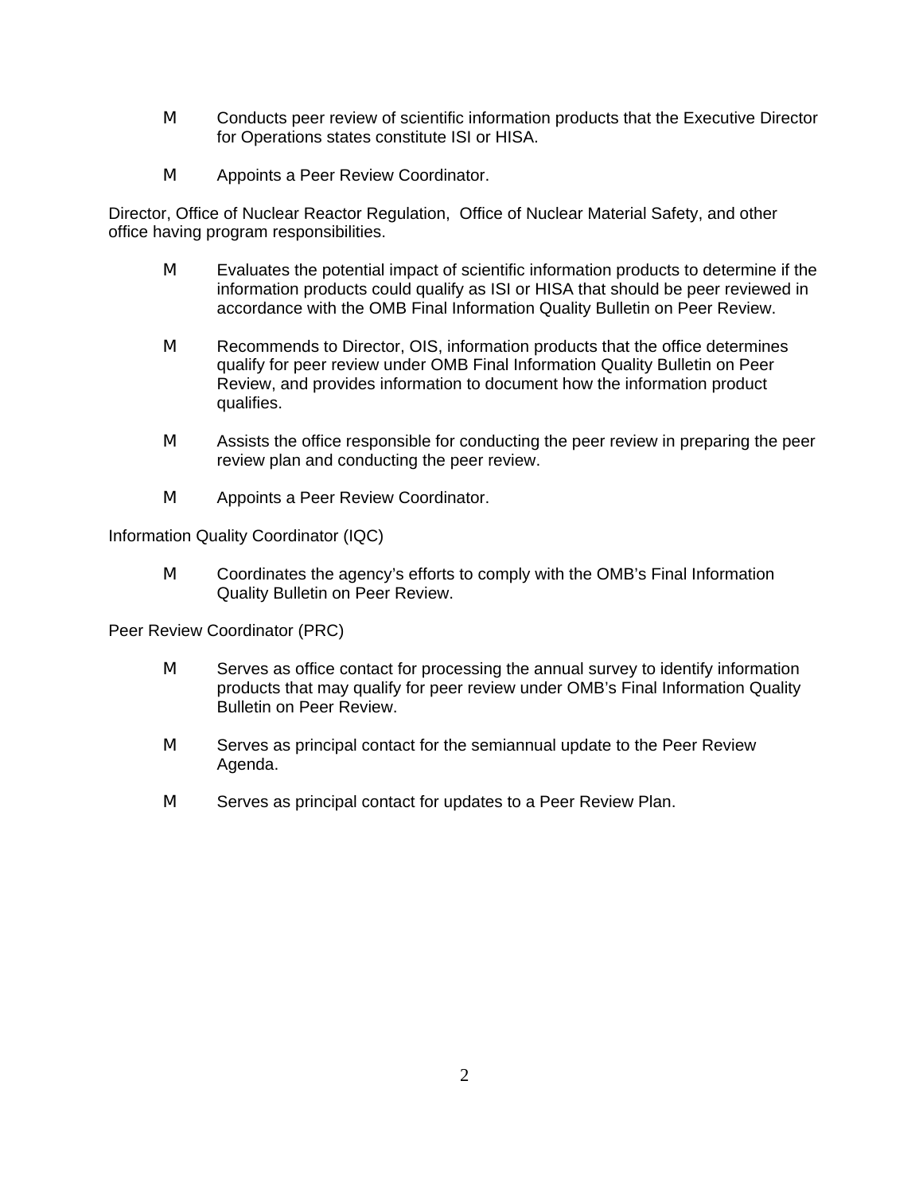- Conducts peer review of scientific information products that the Executive Director for Operations states constitute ISI or HISA.

- Appoints a Peer Review Coordinator.

Director, Office of Nuclear Reactor Regulation, Office of Nuclear Material Safety, and other office having program responsibilities.

- Evaluates the potential impact of scientific information products to determine if the information products could qualify as ISI or HISA that should be peer reviewed in accordance with the OMB Final Information Quality Bulletin on Peer Review.

- Recommends to Director, OIS, information products that the office determines qualify for peer review under OMB Final Information Quality Bulletin on Peer Review, and provides information to document how the information product qualifies.

- Assists the office responsible for conducting the peer review in preparing the peer review plan and conducting the peer review.

- Appoints a Peer Review Coordinator.

Information Quality Coordinator (IQC)

- Coordinates the agency's efforts to comply with the OMB's Final Information Quality Bulletin on Peer Review.

Peer Review Coordinator (PRC)

- Serves as office contact for processing the annual survey to identify information products that may qualify for peer review under OMB's Final Information Quality Bulletin on Peer Review.

- Serves as principal contact for the semiannual update to the Peer Review Agenda.

- Serves as principal contact for updates to a Peer Review Plan.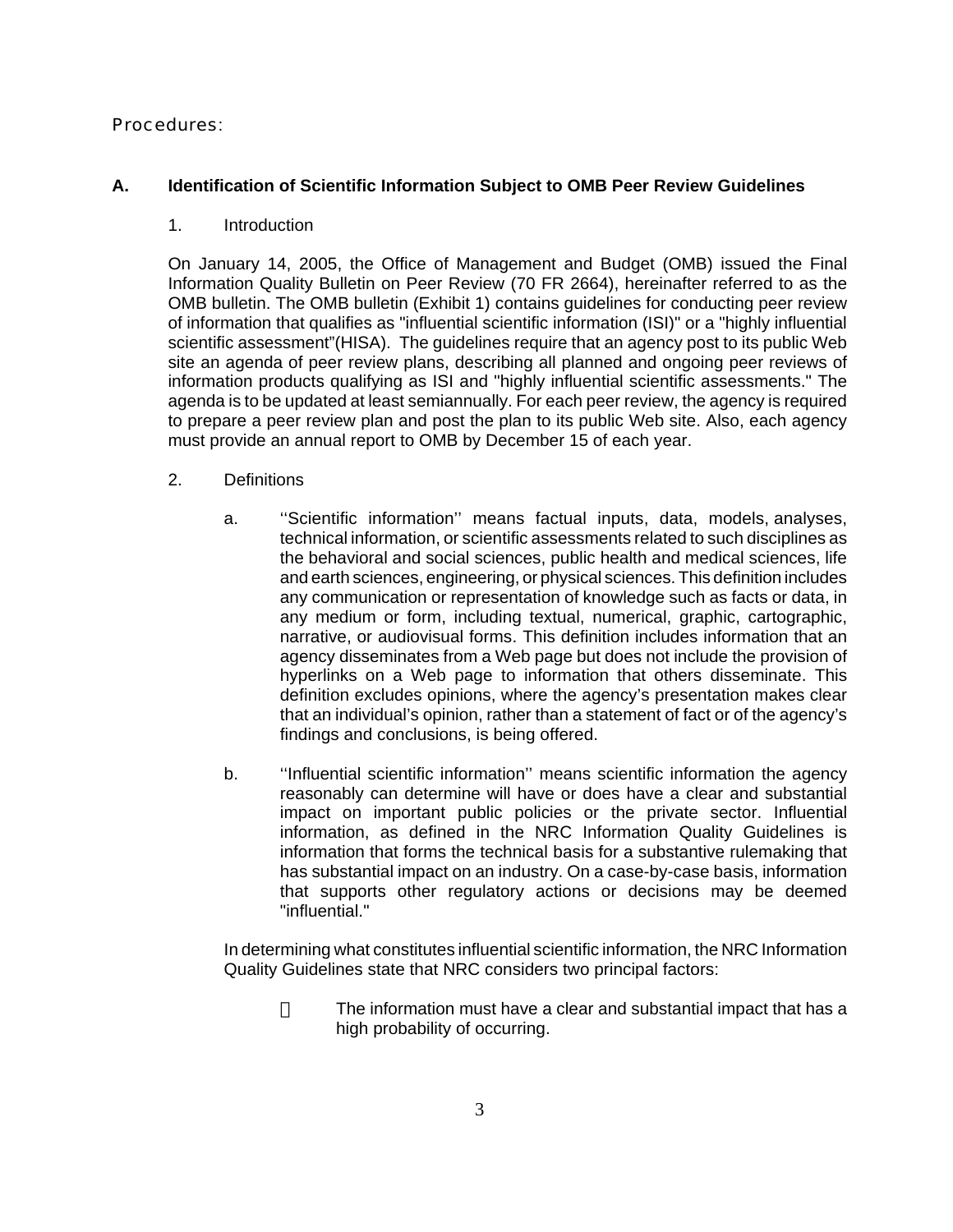Procedures:

## A. Identification of Scientific Information Subject to OMB Peer Review Guidelines

### 1. Introduction

On January 14, 2005, the Office of Management and Budget (OMB) issued the Final Information Quality Bulletin on Peer Review (70 FR 2664), hereinafter referred to as the OMB bulletin. The OMB bulletin (Exhibit 1) contains guidelines for conducting peer review of information that qualifies as "influential scientific information (ISI)" or a "highly influential scientific assessment"(HISA). The guidelines require that an agency post to its public Web site an agenda of peer review plans, describing all planned and ongoing peer reviews of information products qualifying as ISI and "highly influential scientific assessments." The agenda is to be updated at least semiannually. For each peer review, the agency is required to prepare a peer review plan and post the plan to its public Web site. Also, each agency must provide an annual report to OMB by December 15 of each year.

### 2. Definitions

a. ''Scientific information'' means factual inputs, data, models, analyses, technical information, or scientific assessments related to such disciplines as the behavioral and social sciences, public health and medical sciences, life and earth sciences, engineering, or physical sciences. This definition includes any communication or representation of knowledge such as facts or data, in any medium or form, including textual, numerical, graphic, cartographic, narrative, or audiovisual forms. This definition includes information that an agency disseminates from a Web page but does not include the provision of hyperlinks on a Web page to information that others disseminate. This definition excludes opinions, where the agency's presentation makes clear that an individual's opinion, rather than a statement of fact or of the agency's findings and conclusions, is being offered.

b. ''Influential scientific information'' means scientific information the agency reasonably can determine will have or does have a clear and substantial impact on important public policies or the private sector. Influential information, as defined in the NRC Information Quality Guidelines is information that forms the technical basis for a substantive rulemaking that has substantial impact on an industry. On a case-by-case basis, information that supports other regulatory actions or decisions may be deemed "influential."

In determining what constitutes influential scientific information, the NRC Information Quality Guidelines state that NRC considers two principal factors:

- The information must have a clear and substantial impact that has a high probability of occurring.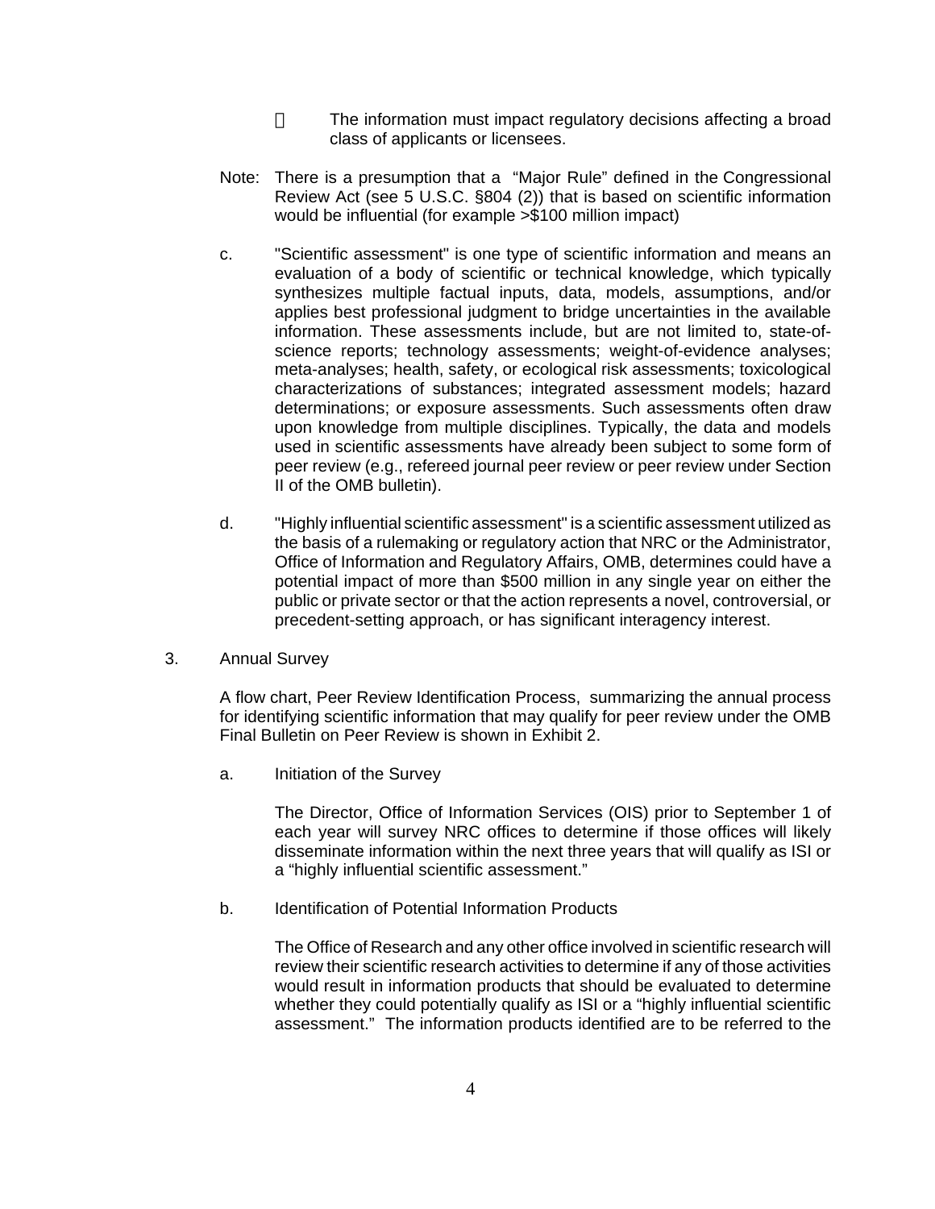- The information must impact regulatory decisions affecting a broad class of applicants or licensees.

Note: There is a presumption that a "Major Rule" defined in the Congressional Review Act (see 5 U.S.C. §804 (2)) that is based on scientific information would be influential (for example >$100 million impact)

c. "Scientific assessment" is one type of scientific information and means an evaluation of a body of scientific or technical knowledge, which typically synthesizes multiple factual inputs, data, models, assumptions, and/or applies best professional judgment to bridge uncertainties in the available information. These assessments include, but are not limited to, state-of-science reports; technology assessments; weight-of-evidence analyses; meta-analyses; health, safety, or ecological risk assessments; toxicological characterizations of substances; integrated assessment models; hazard determinations; or exposure assessments. Such assessments often draw upon knowledge from multiple disciplines. Typically, the data and models used in scientific assessments have already been subject to some form of peer review (e.g., refereed journal peer review or peer review under Section II of the OMB bulletin).

d. "Highly influential scientific assessment" is a scientific assessment utilized as the basis of a rulemaking or regulatory action that NRC or the Administrator, Office of Information and Regulatory Affairs, OMB, determines could have a potential impact of more than $500 million in any single year on either the public or private sector or that the action represents a novel, controversial, or precedent-setting approach, or has significant interagency interest.

3. Annual Survey

A flow chart, Peer Review Identification Process, summarizing the annual process for identifying scientific information that may qualify for peer review under the OMB Final Bulletin on Peer Review is shown in Exhibit 2.

a. Initiation of the Survey

The Director, Office of Information Services (OIS) prior to September 1 of each year will survey NRC offices to determine if those offices will likely disseminate information within the next three years that will qualify as ISI or a "highly influential scientific assessment."

b. Identification of Potential Information Products

The Office of Research and any other office involved in scientific research will review their scientific research activities to determine if any of those activities would result in information products that should be evaluated to determine whether they could potentially qualify as ISI or a "highly influential scientific assessment." The information products identified are to be referred to the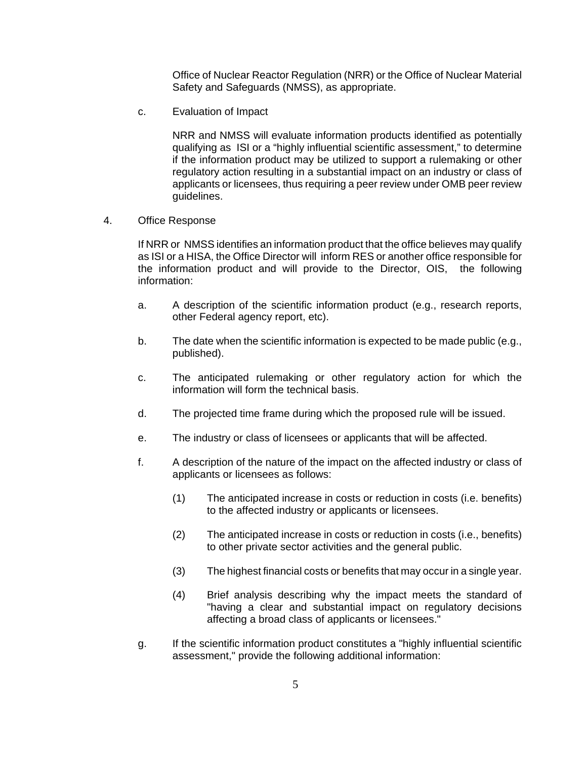Office of Nuclear Reactor Regulation (NRR) or the Office of Nuclear Material Safety and Safeguards (NMSS), as appropriate.

c. Evaluation of Impact

NRR and NMSS will evaluate information products identified as potentially qualifying as ISI or a "highly influential scientific assessment," to determine if the information product may be utilized to support a rulemaking or other regulatory action resulting in a substantial impact on an industry or class of applicants or licensees, thus requiring a peer review under OMB peer review guidelines.

4. Office Response

If NRR or NMSS identifies an information product that the office believes may qualify as ISI or a HISA, the Office Director will inform RES or another office responsible for the information product and will provide to the Director, OIS, the following information:

a. A description of the scientific information product (e.g., research reports, other Federal agency report, etc).

b. The date when the scientific information is expected to be made public (e.g., published).

c. The anticipated rulemaking or other regulatory action for which the information will form the technical basis.

d. The projected time frame during which the proposed rule will be issued.

e. The industry or class of licensees or applicants that will be affected.

f. A description of the nature of the impact on the affected industry or class of applicants or licensees as follows:

(1) The anticipated increase in costs or reduction in costs (i.e. benefits) to the affected industry or applicants or licensees.

(2) The anticipated increase in costs or reduction in costs (i.e., benefits) to other private sector activities and the general public.

(3) The highest financial costs or benefits that may occur in a single year.

(4) Brief analysis describing why the impact meets the standard of "having a clear and substantial impact on regulatory decisions affecting a broad class of applicants or licensees."

g. If the scientific information product constitutes a "highly influential scientific assessment," provide the following additional information: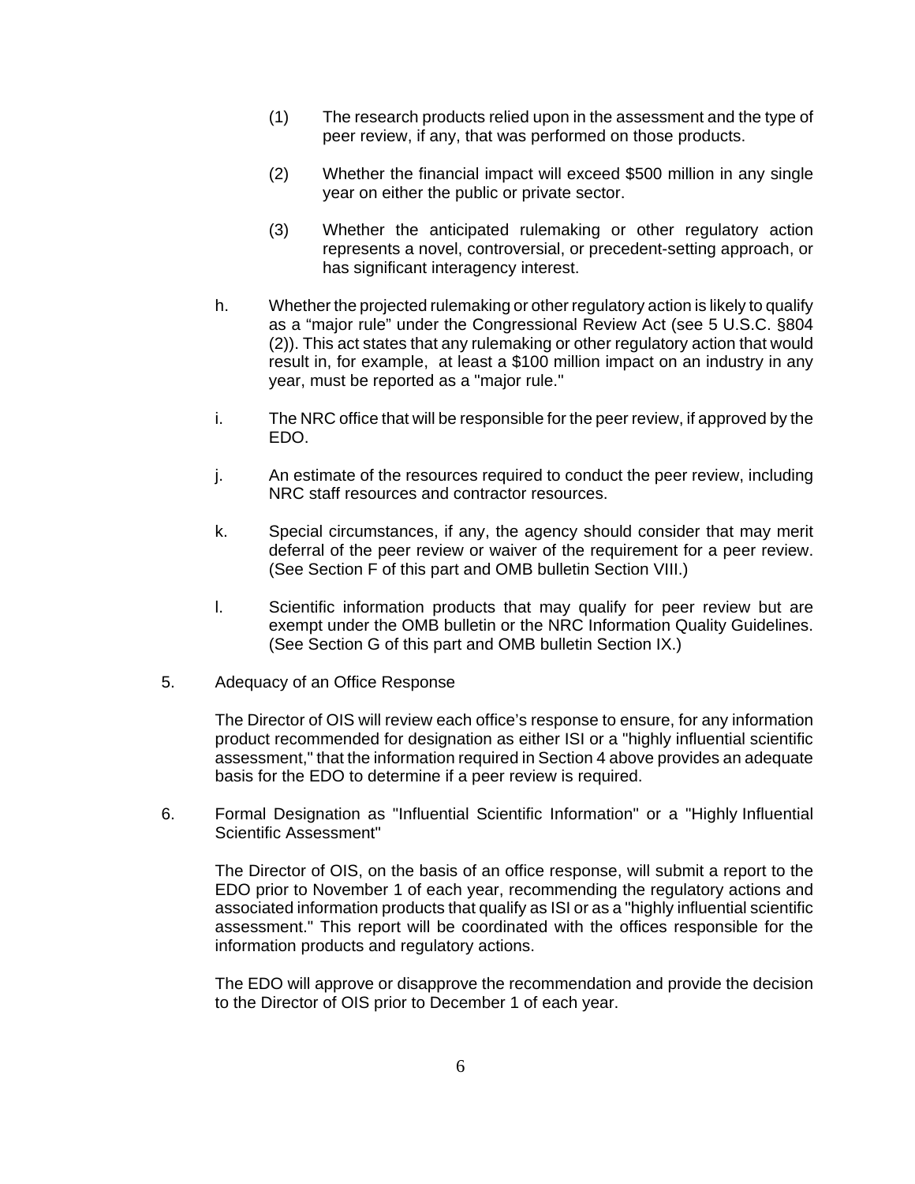(1) The research products relied upon in the assessment and the type of peer review, if any, that was performed on those products.

(2) Whether the financial impact will exceed $500 million in any single year on either the public or private sector.

(3) Whether the anticipated rulemaking or other regulatory action represents a novel, controversial, or precedent-setting approach, or has significant interagency interest.

h. Whether the projected rulemaking or other regulatory action is likely to qualify as a “major rule” under the Congressional Review Act (see 5 U.S.C. §804 (2)). This act states that any rulemaking or other regulatory action that would result in, for example, at least a $100 million impact on an industry in any year, must be reported as a "major rule."

i. The NRC office that will be responsible for the peer review, if approved by the EDO.

j. An estimate of the resources required to conduct the peer review, including NRC staff resources and contractor resources.

k. Special circumstances, if any, the agency should consider that may merit deferral of the peer review or waiver of the requirement for a peer review. (See Section F of this part and OMB bulletin Section VIII.)

l. Scientific information products that may qualify for peer review but are exempt under the OMB bulletin or the NRC Information Quality Guidelines. (See Section G of this part and OMB bulletin Section IX.)

5. Adequacy of an Office Response

The Director of OIS will review each office’s response to ensure, for any information product recommended for designation as either ISI or a "highly influential scientific assessment," that the information required in Section 4 above provides an adequate basis for the EDO to determine if a peer review is required.

6. Formal Designation as "Influential Scientific Information" or a "Highly Influential Scientific Assessment"

The Director of OIS, on the basis of an office response, will submit a report to the EDO prior to November 1 of each year, recommending the regulatory actions and associated information products that qualify as ISI or as a "highly influential scientific assessment." This report will be coordinated with the offices responsible for the information products and regulatory actions.

The EDO will approve or disapprove the recommendation and provide the decision to the Director of OIS prior to December 1 of each year.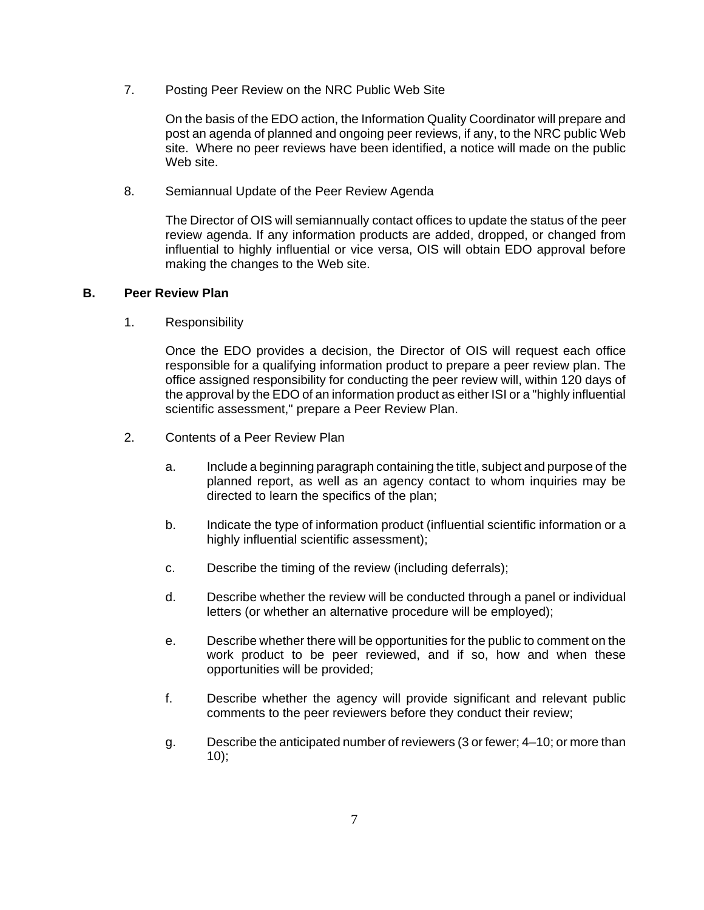7. Posting Peer Review on the NRC Public Web Site

   On the basis of the EDO action, the Information Quality Coordinator will prepare and post an agenda of planned and ongoing peer reviews, if any, to the NRC public Web site. Where no peer reviews have been identified, a notice will made on the public Web site.

8. Semiannual Update of the Peer Review Agenda

   The Director of OIS will semiannually contact offices to update the status of the peer review agenda. If any information products are added, dropped, or changed from influential to highly influential or vice versa, OIS will obtain EDO approval before making the changes to the Web site.

## B. Peer Review Plan

1. Responsibility

   Once the EDO provides a decision, the Director of OIS will request each office responsible for a qualifying information product to prepare a peer review plan. The office assigned responsibility for conducting the peer review will, within 120 days of the approval by the EDO of an information product as either ISI or a "highly influential scientific assessment," prepare a Peer Review Plan.

2. Contents of a Peer Review Plan

   a. Include a beginning paragraph containing the title, subject and purpose of the planned report, as well as an agency contact to whom inquiries may be directed to learn the specifics of the plan;

   b. Indicate the type of information product (influential scientific information or a highly influential scientific assessment);

   c. Describe the timing of the review (including deferrals);

   d. Describe whether the review will be conducted through a panel or individual letters (or whether an alternative procedure will be employed);

   e. Describe whether there will be opportunities for the public to comment on the work product to be peer reviewed, and if so, how and when these opportunities will be provided;

   f. Describe whether the agency will provide significant and relevant public comments to the peer reviewers before they conduct their review;

   g. Describe the anticipated number of reviewers (3 or fewer; 4–10; or more than 10);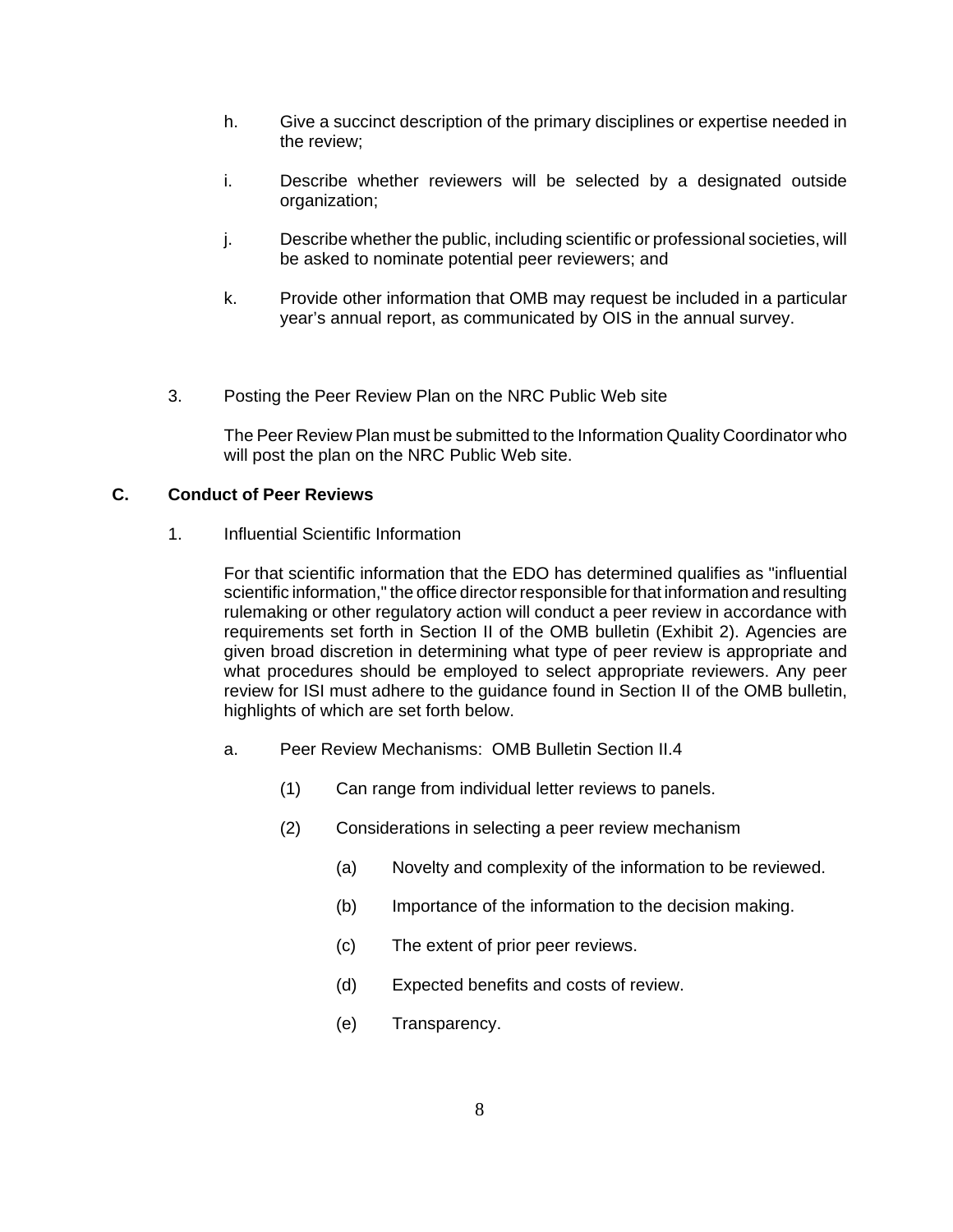h. Give a succinct description of the primary disciplines or expertise needed in the review;

i. Describe whether reviewers will be selected by a designated outside organization;

j. Describe whether the public, including scientific or professional societies, will be asked to nominate potential peer reviewers; and

k. Provide other information that OMB may request be included in a particular year's annual report, as communicated by OIS in the annual survey.

3. Posting the Peer Review Plan on the NRC Public Web site

   The Peer Review Plan must be submitted to the Information Quality Coordinator who will post the plan on the NRC Public Web site.

## C. Conduct of Peer Reviews

1. Influential Scientific Information

   For that scientific information that the EDO has determined qualifies as "influential scientific information," the office director responsible for that information and resulting rulemaking or other regulatory action will conduct a peer review in accordance with requirements set forth in Section II of the OMB bulletin (Exhibit 2). Agencies are given broad discretion in determining what type of peer review is appropriate and what procedures should be employed to select appropriate reviewers. Any peer review for ISI must adhere to the guidance found in Section II of the OMB bulletin, highlights of which are set forth below.

   a. Peer Review Mechanisms: OMB Bulletin Section II.4

      (1) Can range from individual letter reviews to panels.

      (2) Considerations in selecting a peer review mechanism

         (a) Novelty and complexity of the information to be reviewed.

         (b) Importance of the information to the decision making.

         (c) The extent of prior peer reviews.

         (d) Expected benefits and costs of review.

         (e) Transparency.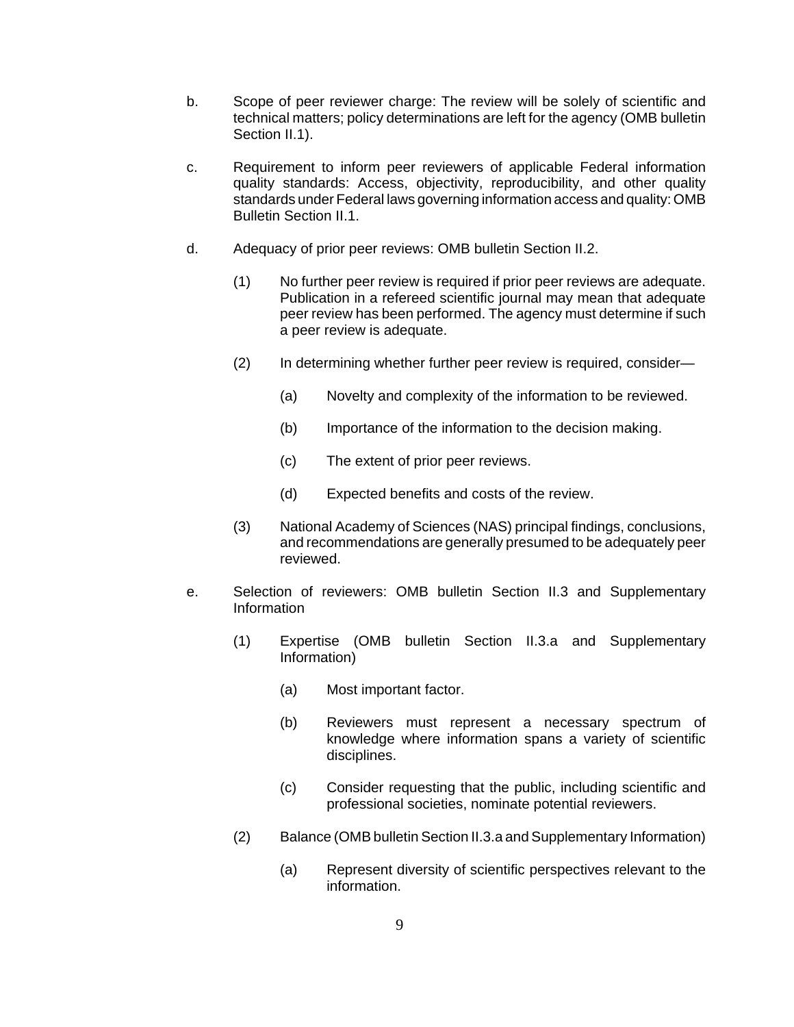b. Scope of peer reviewer charge: The review will be solely of scientific and technical matters; policy determinations are left for the agency (OMB bulletin Section II.1).

c. Requirement to inform peer reviewers of applicable Federal information quality standards: Access, objectivity, reproducibility, and other quality standards under Federal laws governing information access and quality: OMB Bulletin Section II.1.

d. Adequacy of prior peer reviews: OMB bulletin Section II.2.

   (1) No further peer review is required if prior peer reviews are adequate. Publication in a refereed scientific journal may mean that adequate peer review has been performed. The agency must determine if such a peer review is adequate.

   (2) In determining whether further peer review is required, consider—

      (a) Novelty and complexity of the information to be reviewed.

      (b) Importance of the information to the decision making.

      (c) The extent of prior peer reviews.

      (d) Expected benefits and costs of the review.

   (3) National Academy of Sciences (NAS) principal findings, conclusions, and recommendations are generally presumed to be adequately peer reviewed.

e. Selection of reviewers: OMB bulletin Section II.3 and Supplementary Information

   (1) Expertise (OMB bulletin Section II.3.a and Supplementary Information)

      (a) Most important factor.

      (b) Reviewers must represent a necessary spectrum of knowledge where information spans a variety of scientific disciplines.

      (c) Consider requesting that the public, including scientific and professional societies, nominate potential reviewers.

   (2) Balance (OMB bulletin Section II.3.a and Supplementary Information)

      (a) Represent diversity of scientific perspectives relevant to the information.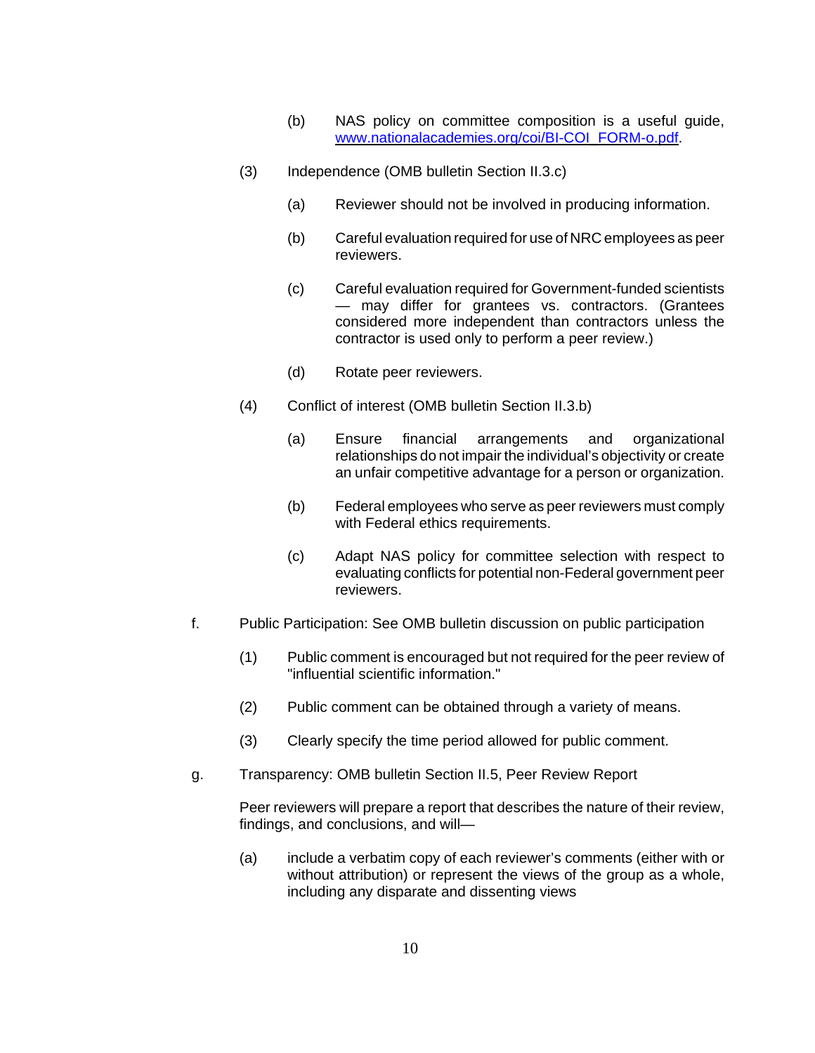(b) NAS policy on committee composition is a useful guide, [www.nationalacademies.org/coi/BI-COI_FORM-o.pdf](www.nationalacademies.org/coi/BI-COI_FORM-o.pdf).

(3) Independence (OMB bulletin Section II.3.c)

(a) Reviewer should not be involved in producing information.

(b) Careful evaluation required for use of NRC employees as peer reviewers.

(c) Careful evaluation required for Government-funded scientists — may differ for grantees vs. contractors. (Grantees considered more independent than contractors unless the contractor is used only to perform a peer review.)

(d) Rotate peer reviewers.

(4) Conflict of interest (OMB bulletin Section II.3.b)

(a) Ensure financial arrangements and organizational relationships do not impair the individual's objectivity or create an unfair competitive advantage for a person or organization.

(b) Federal employees who serve as peer reviewers must comply with Federal ethics requirements.

(c) Adapt NAS policy for committee selection with respect to evaluating conflicts for potential non-Federal government peer reviewers.

f. Public Participation: See OMB bulletin discussion on public participation

(1) Public comment is encouraged but not required for the peer review of "influential scientific information."

(2) Public comment can be obtained through a variety of means.

(3) Clearly specify the time period allowed for public comment.

g. Transparency: OMB bulletin Section II.5, Peer Review Report

Peer reviewers will prepare a report that describes the nature of their review, findings, and conclusions, and will—

(a) include a verbatim copy of each reviewer's comments (either with or without attribution) or represent the views of the group as a whole, including any disparate and dissenting views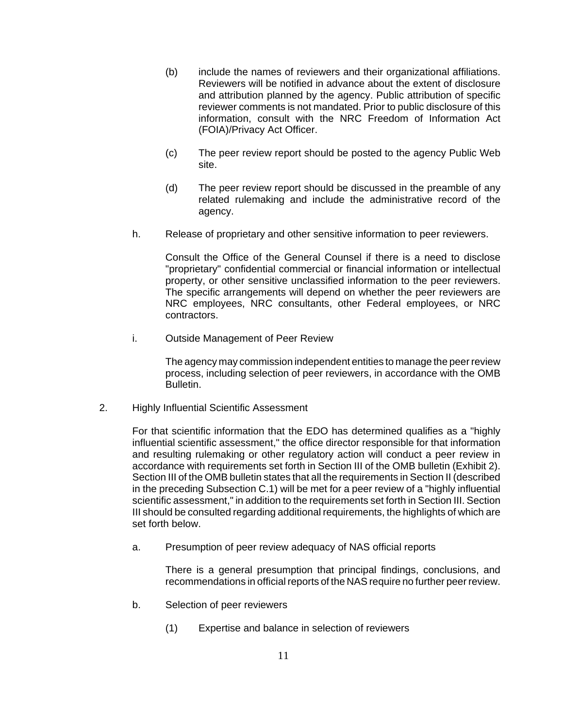(b) include the names of reviewers and their organizational affiliations. Reviewers will be notified in advance about the extent of disclosure and attribution planned by the agency. Public attribution of specific reviewer comments is not mandated. Prior to public disclosure of this information, consult with the NRC Freedom of Information Act (FOIA)/Privacy Act Officer.

(c) The peer review report should be posted to the agency Public Web site.

(d) The peer review report should be discussed in the preamble of any related rulemaking and include the administrative record of the agency.

h. Release of proprietary and other sensitive information to peer reviewers.

Consult the Office of the General Counsel if there is a need to disclose "proprietary" confidential commercial or financial information or intellectual property, or other sensitive unclassified information to the peer reviewers. The specific arrangements will depend on whether the peer reviewers are NRC employees, NRC consultants, other Federal employees, or NRC contractors.

i. Outside Management of Peer Review

The agency may commission independent entities to manage the peer review process, including selection of peer reviewers, in accordance with the OMB Bulletin.

2. Highly Influential Scientific Assessment

For that scientific information that the EDO has determined qualifies as a "highly influential scientific assessment," the office director responsible for that information and resulting rulemaking or other regulatory action will conduct a peer review in accordance with requirements set forth in Section III of the OMB bulletin (Exhibit 2). Section III of the OMB bulletin states that all the requirements in Section II (described in the preceding Subsection C.1) will be met for a peer review of a "highly influential scientific assessment," in addition to the requirements set forth in Section III. Section III should be consulted regarding additional requirements, the highlights of which are set forth below.

a. Presumption of peer review adequacy of NAS official reports

There is a general presumption that principal findings, conclusions, and recommendations in official reports of the NAS require no further peer review.

b. Selection of peer reviewers

(1) Expertise and balance in selection of reviewers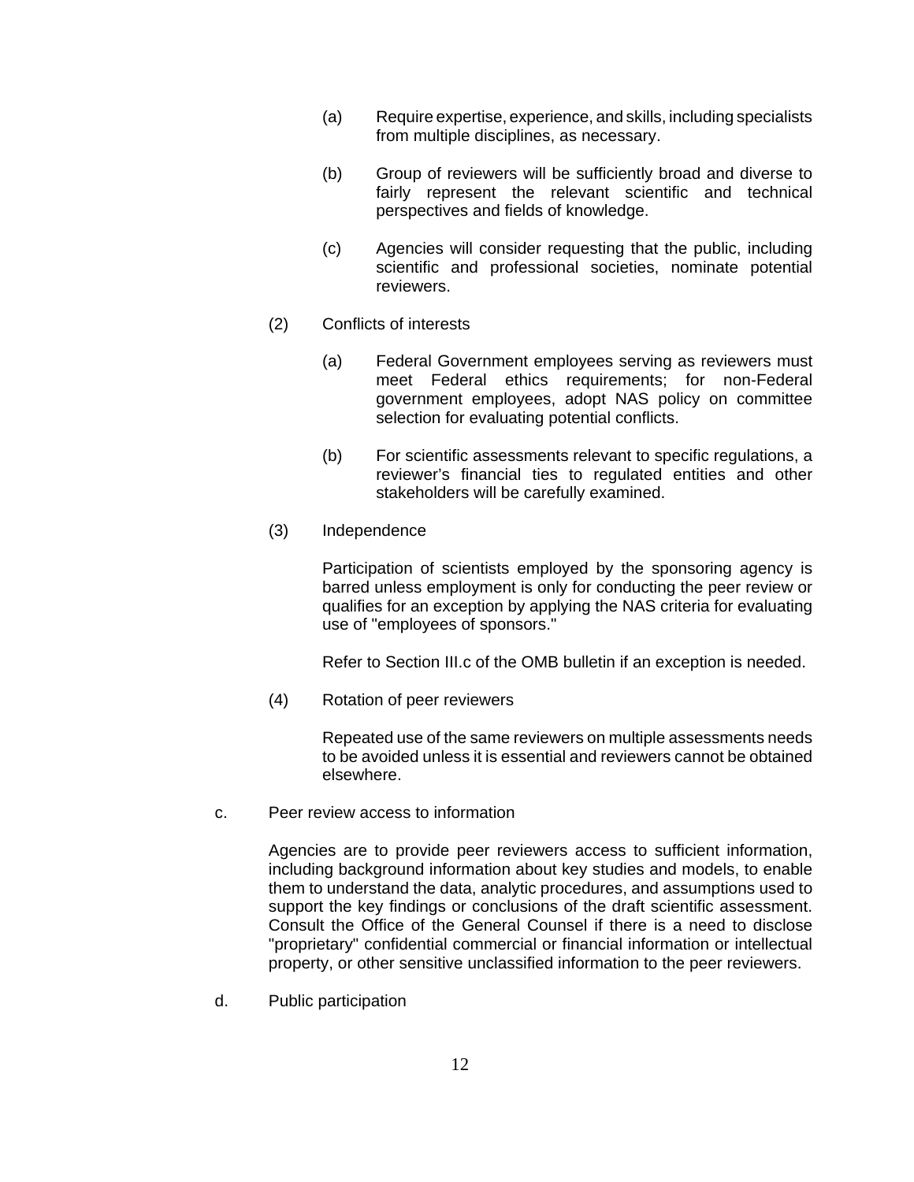(a) Require expertise, experience, and skills, including specialists from multiple disciplines, as necessary.

(b) Group of reviewers will be sufficiently broad and diverse to fairly represent the relevant scientific and technical perspectives and fields of knowledge.

(c) Agencies will consider requesting that the public, including scientific and professional societies, nominate potential reviewers.

(2) Conflicts of interests

(a) Federal Government employees serving as reviewers must meet Federal ethics requirements; for non-Federal government employees, adopt NAS policy on committee selection for evaluating potential conflicts.

(b) For scientific assessments relevant to specific regulations, a reviewer's financial ties to regulated entities and other stakeholders will be carefully examined.

(3) Independence

Participation of scientists employed by the sponsoring agency is barred unless employment is only for conducting the peer review or qualifies for an exception by applying the NAS criteria for evaluating use of "employees of sponsors."

Refer to Section III.c of the OMB bulletin if an exception is needed.

(4) Rotation of peer reviewers

Repeated use of the same reviewers on multiple assessments needs to be avoided unless it is essential and reviewers cannot be obtained elsewhere.

c. Peer review access to information

Agencies are to provide peer reviewers access to sufficient information, including background information about key studies and models, to enable them to understand the data, analytic procedures, and assumptions used to support the key findings or conclusions of the draft scientific assessment. Consult the Office of the General Counsel if there is a need to disclose "proprietary" confidential commercial or financial information or intellectual property, or other sensitive unclassified information to the peer reviewers.

d. Public participation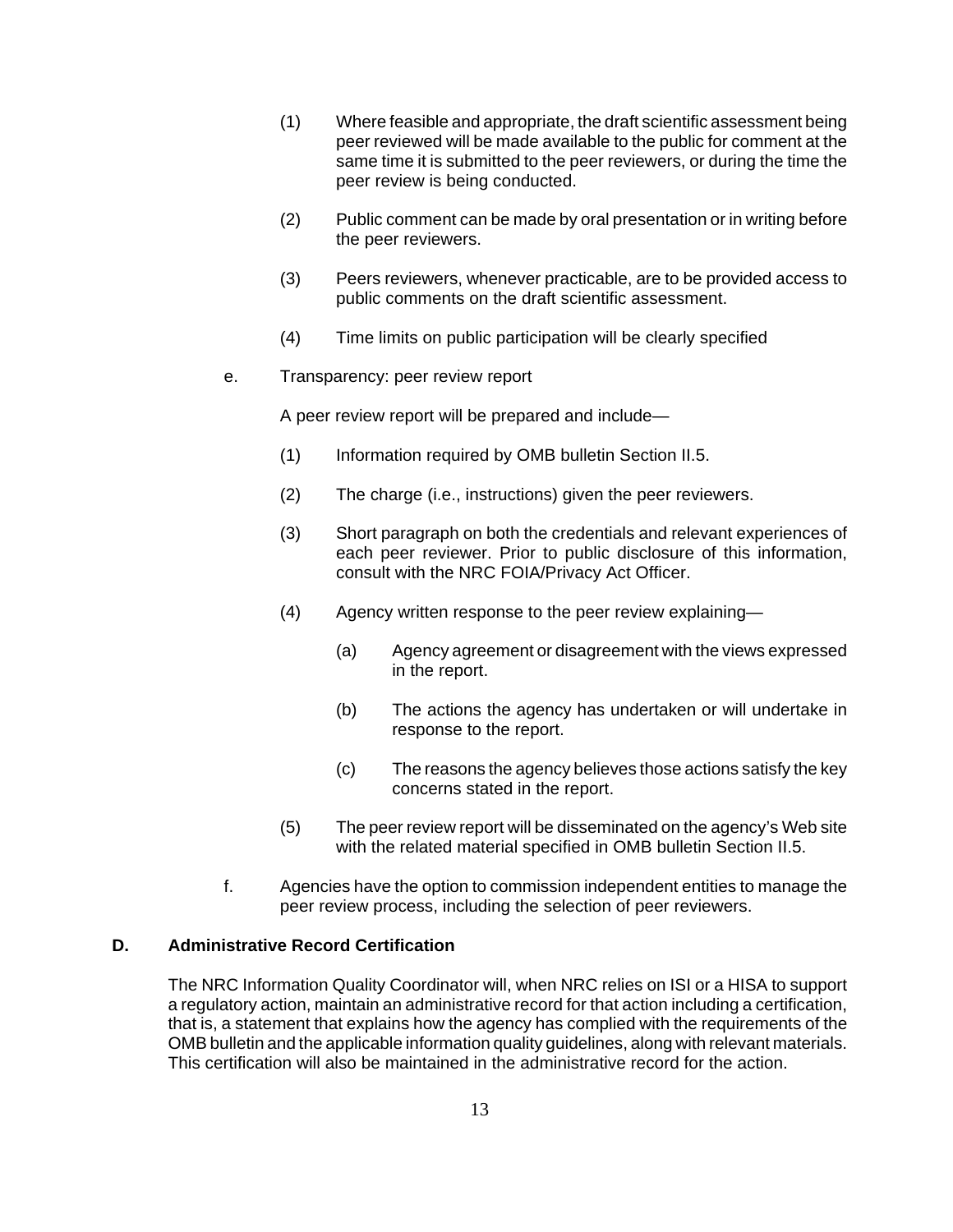(1) Where feasible and appropriate, the draft scientific assessment being peer reviewed will be made available to the public for comment at the same time it is submitted to the peer reviewers, or during the time the peer review is being conducted.

(2) Public comment can be made by oral presentation or in writing before the peer reviewers.

(3) Peers reviewers, whenever practicable, are to be provided access to public comments on the draft scientific assessment.

(4) Time limits on public participation will be clearly specified

e. Transparency: peer review report

A peer review report will be prepared and include—

(1) Information required by OMB bulletin Section II.5.

(2) The charge (i.e., instructions) given the peer reviewers.

(3) Short paragraph on both the credentials and relevant experiences of each peer reviewer. Prior to public disclosure of this information, consult with the NRC FOIA/Privacy Act Officer.

(4) Agency written response to the peer review explaining—

(a) Agency agreement or disagreement with the views expressed in the report.

(b) The actions the agency has undertaken or will undertake in response to the report.

(c) The reasons the agency believes those actions satisfy the key concerns stated in the report.

(5) The peer review report will be disseminated on the agency's Web site with the related material specified in OMB bulletin Section II.5.

f. Agencies have the option to commission independent entities to manage the peer review process, including the selection of peer reviewers.

## D. Administrative Record Certification

The NRC Information Quality Coordinator will, when NRC relies on ISI or a HISA to support a regulatory action, maintain an administrative record for that action including a certification, that is, a statement that explains how the agency has complied with the requirements of the OMB bulletin and the applicable information quality guidelines, along with relevant materials. This certification will also be maintained in the administrative record for the action.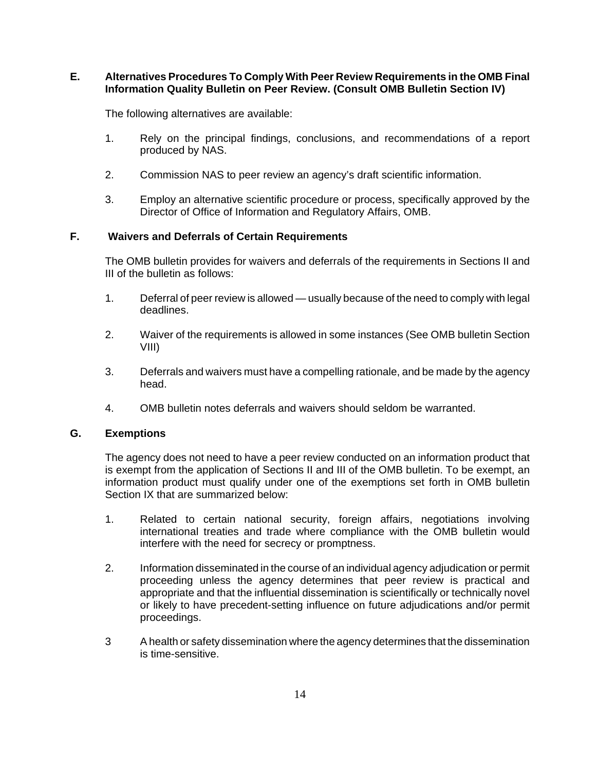## E. Alternatives Procedures To Comply With Peer Review Requirements in the OMB Final Information Quality Bulletin on Peer Review. (Consult OMB Bulletin Section IV)

The following alternatives are available:

1. Rely on the principal findings, conclusions, and recommendations of a report produced by NAS.

2. Commission NAS to peer review an agency's draft scientific information.

3. Employ an alternative scientific procedure or process, specifically approved by the Director of Office of Information and Regulatory Affairs, OMB.

## F. Waivers and Deferrals of Certain Requirements

The OMB bulletin provides for waivers and deferrals of the requirements in Sections II and III of the bulletin as follows:

1. Deferral of peer review is allowed — usually because of the need to comply with legal deadlines.

2. Waiver of the requirements is allowed in some instances (See OMB bulletin Section VIII)

3. Deferrals and waivers must have a compelling rationale, and be made by the agency head.

4. OMB bulletin notes deferrals and waivers should seldom be warranted.

## G. Exemptions

The agency does not need to have a peer review conducted on an information product that is exempt from the application of Sections II and III of the OMB bulletin. To be exempt, an information product must qualify under one of the exemptions set forth in OMB bulletin Section IX that are summarized below:

1. Related to certain national security, foreign affairs, negotiations involving international treaties and trade where compliance with the OMB bulletin would interfere with the need for secrecy or promptness.

2. Information disseminated in the course of an individual agency adjudication or permit proceeding unless the agency determines that peer review is practical and appropriate and that the influential dissemination is scientifically or technically novel or likely to have precedent-setting influence on future adjudications and/or permit proceedings.

3 A health or safety dissemination where the agency determines that the dissemination is time-sensitive.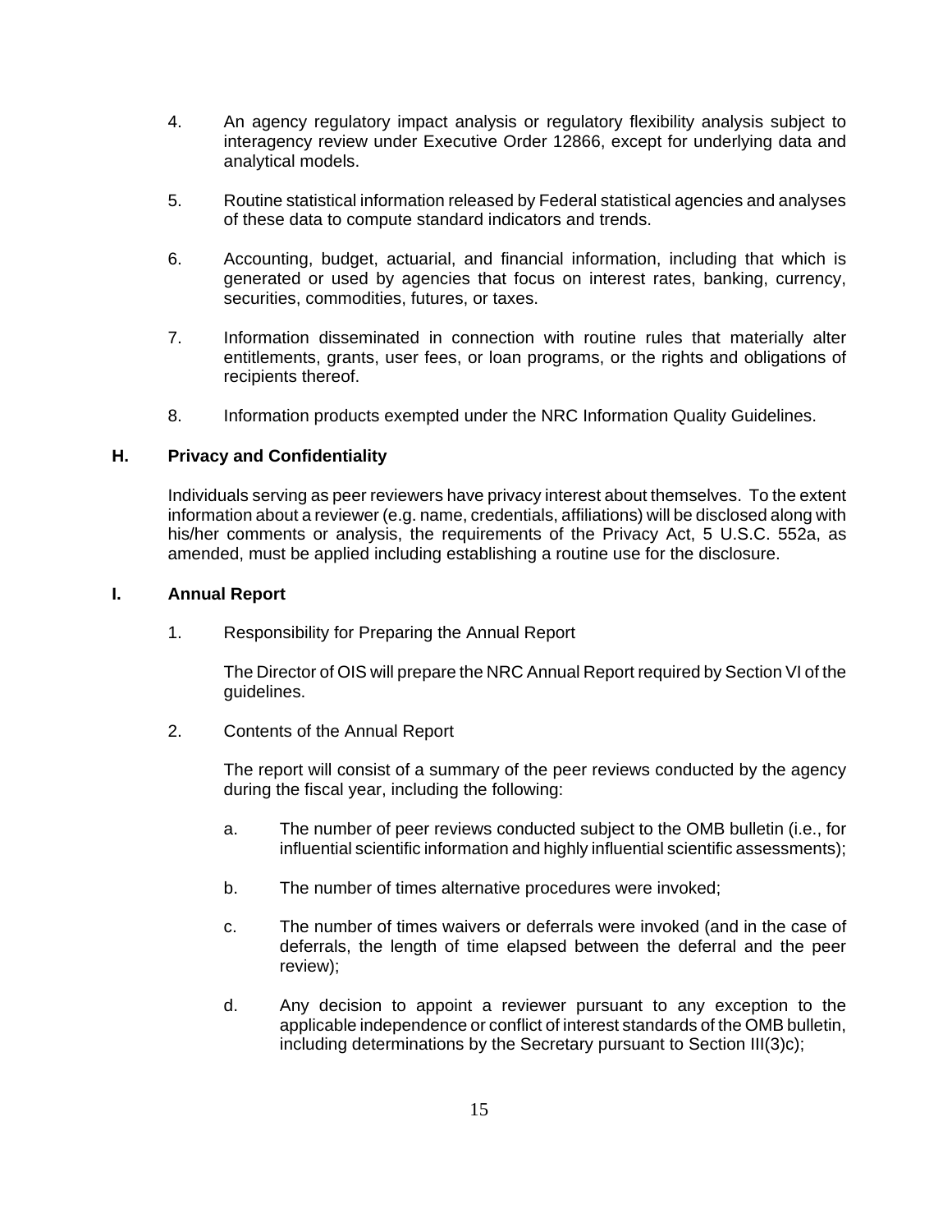4. An agency regulatory impact analysis or regulatory flexibility analysis subject to interagency review under Executive Order 12866, except for underlying data and analytical models.

5. Routine statistical information released by Federal statistical agencies and analyses of these data to compute standard indicators and trends.

6. Accounting, budget, actuarial, and financial information, including that which is generated or used by agencies that focus on interest rates, banking, currency, securities, commodities, futures, or taxes.

7. Information disseminated in connection with routine rules that materially alter entitlements, grants, user fees, or loan programs, or the rights and obligations of recipients thereof.

8. Information products exempted under the NRC Information Quality Guidelines.

### H. Privacy and Confidentiality

Individuals serving as peer reviewers have privacy interest about themselves. To the extent information about a reviewer (e.g. name, credentials, affiliations) will be disclosed along with his/her comments or analysis, the requirements of the Privacy Act, 5 U.S.C. 552a, as amended, must be applied including establishing a routine use for the disclosure.

### I. Annual Report

1. Responsibility for Preparing the Annual Report

   The Director of OIS will prepare the NRC Annual Report required by Section VI of the guidelines.

2. Contents of the Annual Report

   The report will consist of a summary of the peer reviews conducted by the agency during the fiscal year, including the following:

   a. The number of peer reviews conducted subject to the OMB bulletin (i.e., for influential scientific information and highly influential scientific assessments);

   b. The number of times alternative procedures were invoked;

   c. The number of times waivers or deferrals were invoked (and in the case of deferrals, the length of time elapsed between the deferral and the peer review);

   d. Any decision to appoint a reviewer pursuant to any exception to the applicable independence or conflict of interest standards of the OMB bulletin, including determinations by the Secretary pursuant to Section III(3)c);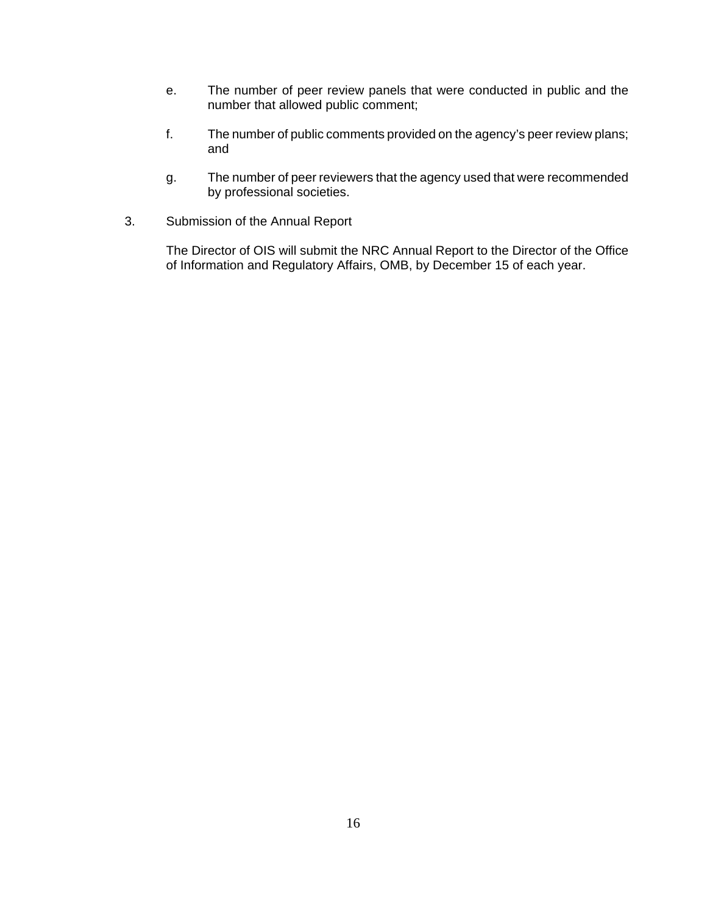e. The number of peer review panels that were conducted in public and the number that allowed public comment;

f. The number of public comments provided on the agency's peer review plans; and

g. The number of peer reviewers that the agency used that were recommended by professional societies.

3. Submission of the Annual Report

The Director of OIS will submit the NRC Annual Report to the Director of the Office of Information and Regulatory Affairs, OMB, by December 15 of each year.